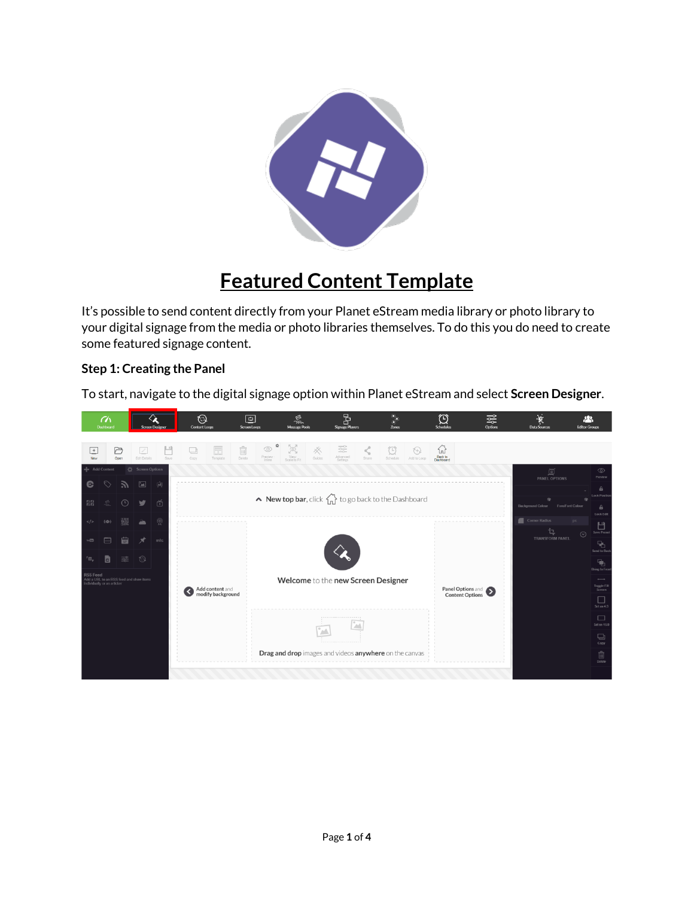# Featured Content Template

It's possible to send content directly from your Planet eStream media library or photo library to your digital signage from the media or photo libraries themselves. To do this you do need to create some featured signage content.

### Step 1: Creating the Panel

To start, navigate to the digital signage option within Planet eStream and select **Screen Designer**.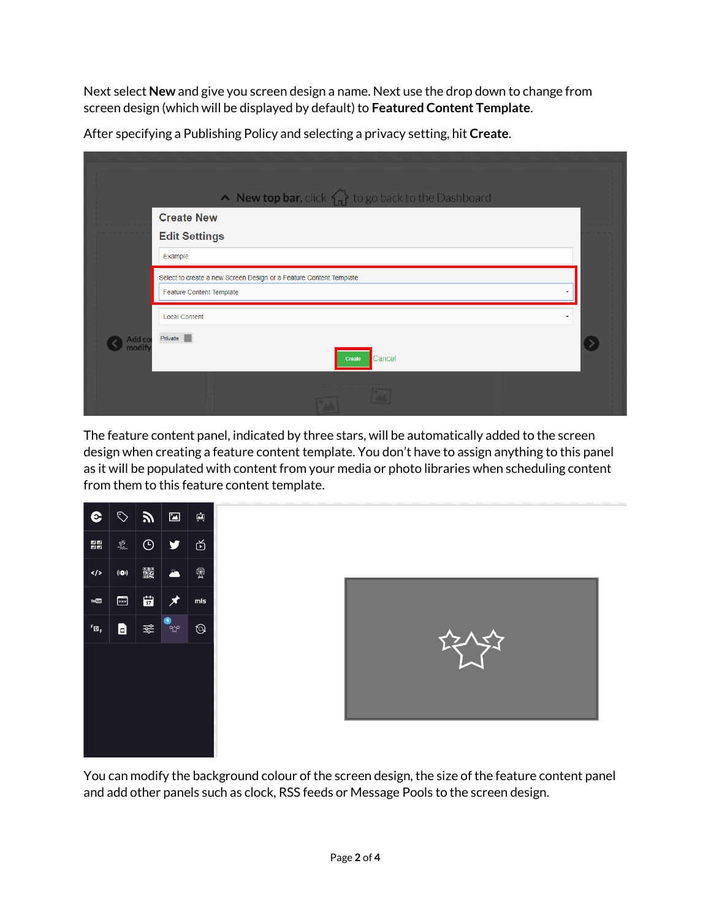Next select **New** and give you screen design a name. Next use the drop down to change from screen design (which will be displayed by default) to **Featured Content Template**.

After specifying a Publishing Policy and selecting a privacy setting, hit **Create**.

The feature content panel, indicated by three stars, will be automatically added to the screen design when creating a feature content template. You don't have to assign anything to this panel as it will be populated with content from your media or photo libraries when scheduling content from them to this feature content template.

You can modify the background colour of the screen design, the size of the feature content panel and add other panels such as clock, RSS feeds or Message Pools to the screen design.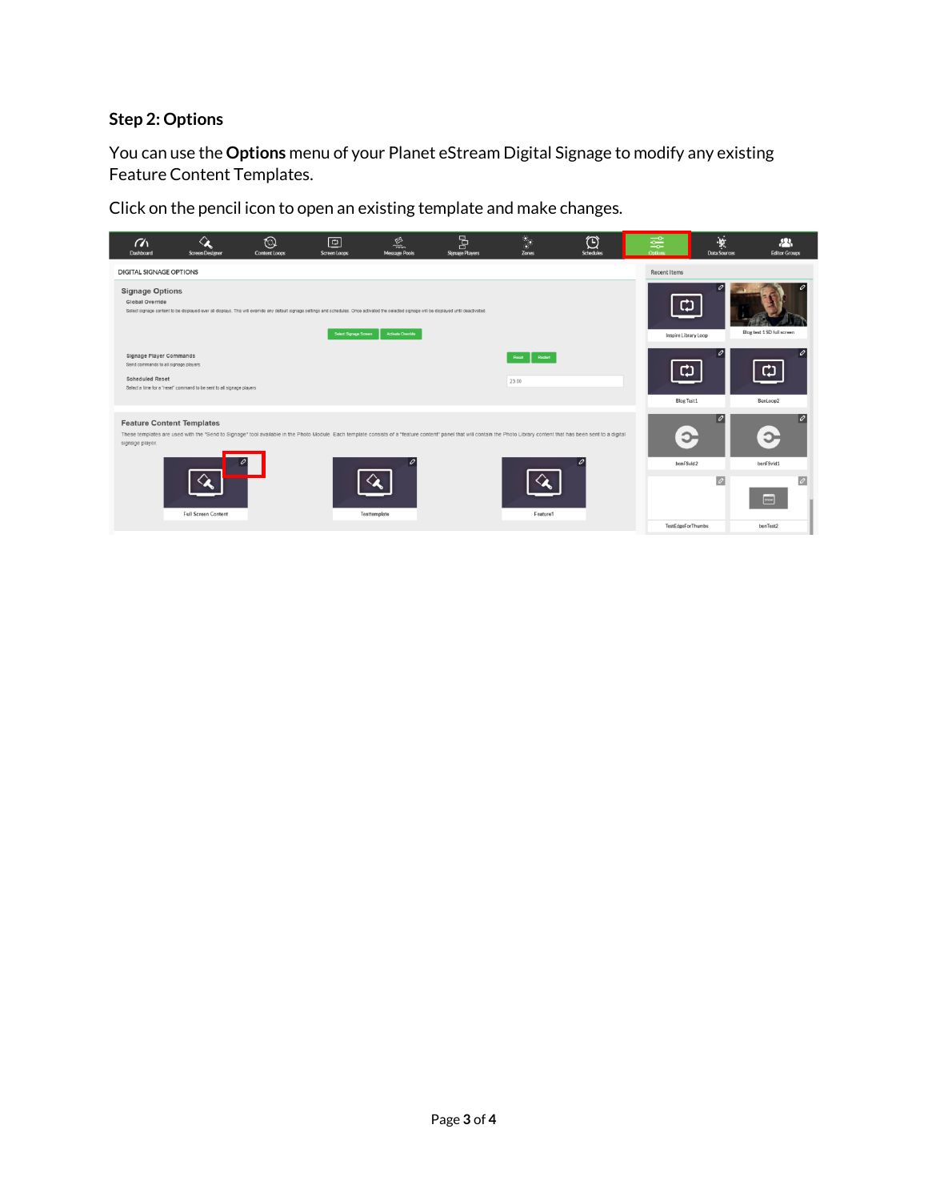### Step 2: Options

You can use the **Options** menu of your Planet eStream Digital Signage to modify any existing Feature Content Templates.

Click on the pencil icon to open an existing template and make changes.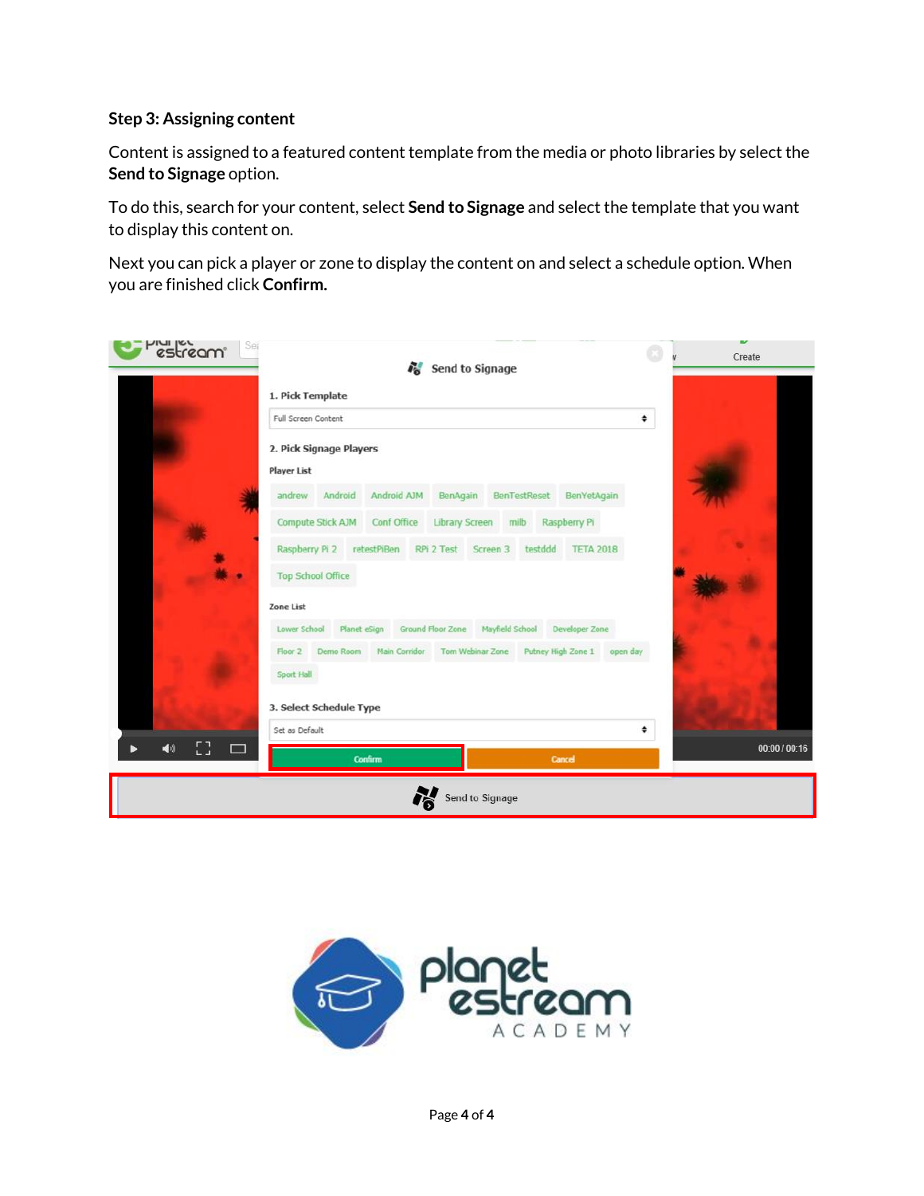**Step 3: Assigning content**

Content is assigned to a featured content template from the media or photo libraries by select the **Send to Signage** option.

To do this, search for your content, select **Send to Signage** and select the template that you want to display this content on.

Next you can pick a player or zone to display the content on and select a schedule option. When you are finished click **Confirm.**